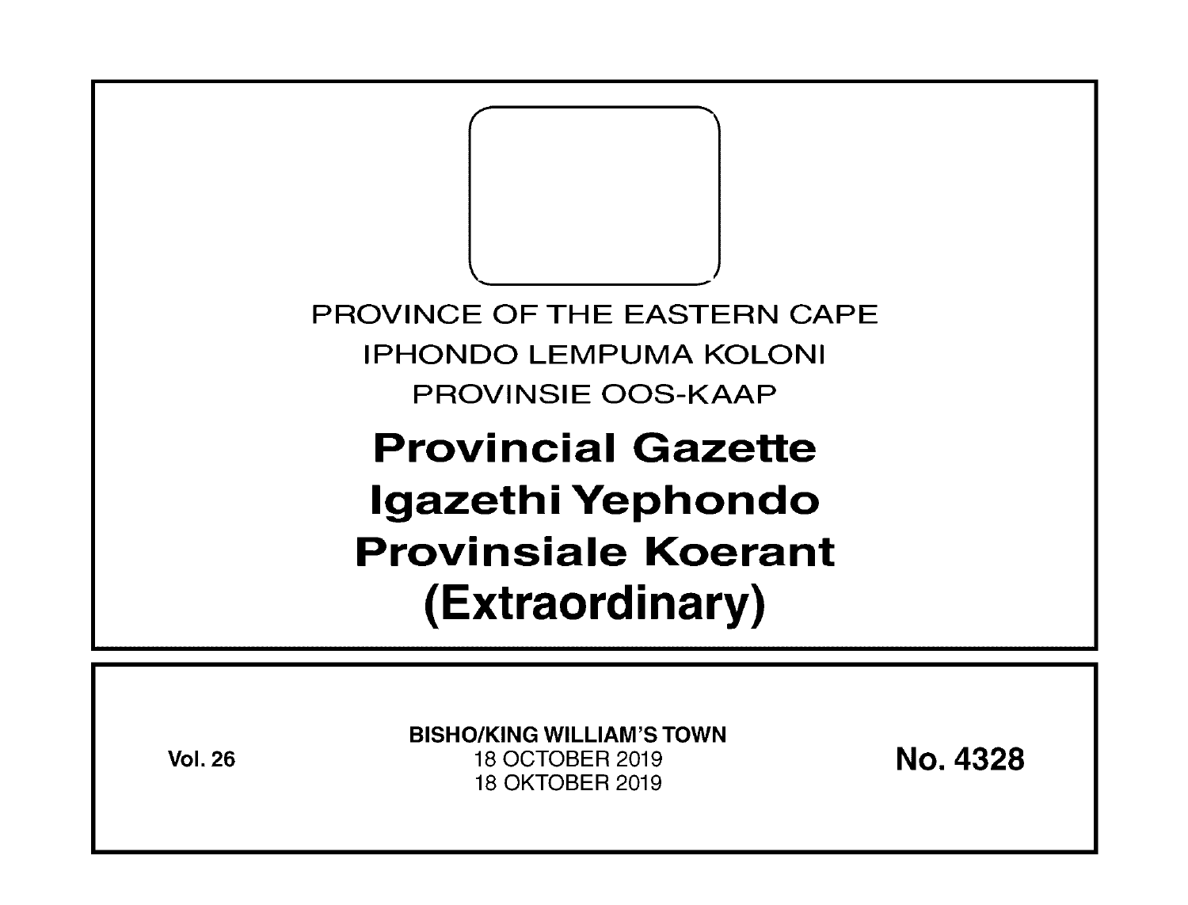PROVINCE OF THE EASTERN CAPE

IPHONDO LEMPUMA KOLONI

PROVINSIE OOS-KAAP

# Provincial Gazette
# Igazethi Yephondo
# Provinsiale Koerant
# (Extraordinary)

**Vol. 26**

**BISHO/KING WILLIAM'S TOWN**

18 OCTOBER 2019

18 OKTOBER 2019

**No. 4328**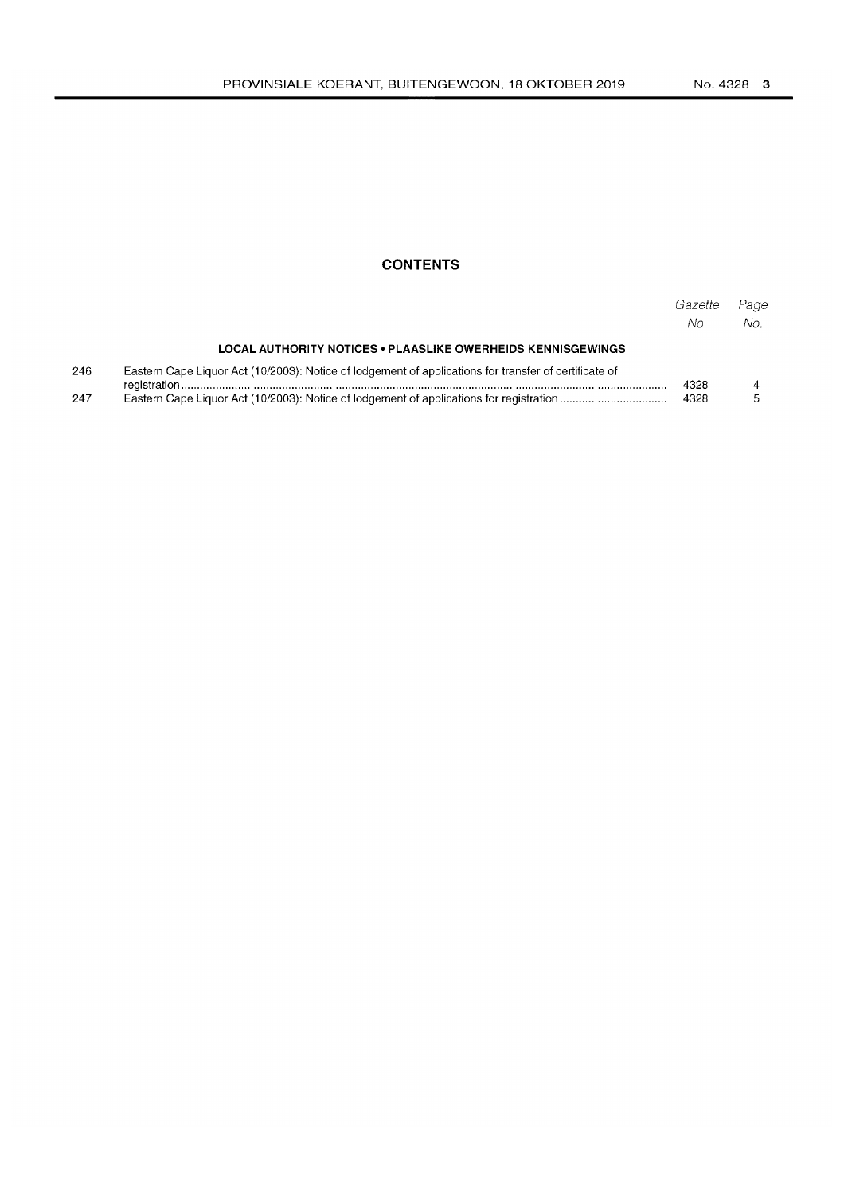## CONTENTS

| | | Gazette No. | Page No. |
|---|---|---|---|
| | **LOCAL AUTHORITY NOTICES • PLAASLIKE OWERHEIDS KENNISGEWINGS** | | |
| 246 | Eastern Cape Liquor Act (10/2003): Notice of lodgement of applications for transfer of certificate of registration | 4328 | 4 |
| 247 | Eastern Cape Liquor Act (10/2003): Notice of lodgement of applications for registration | 4328 | 5 |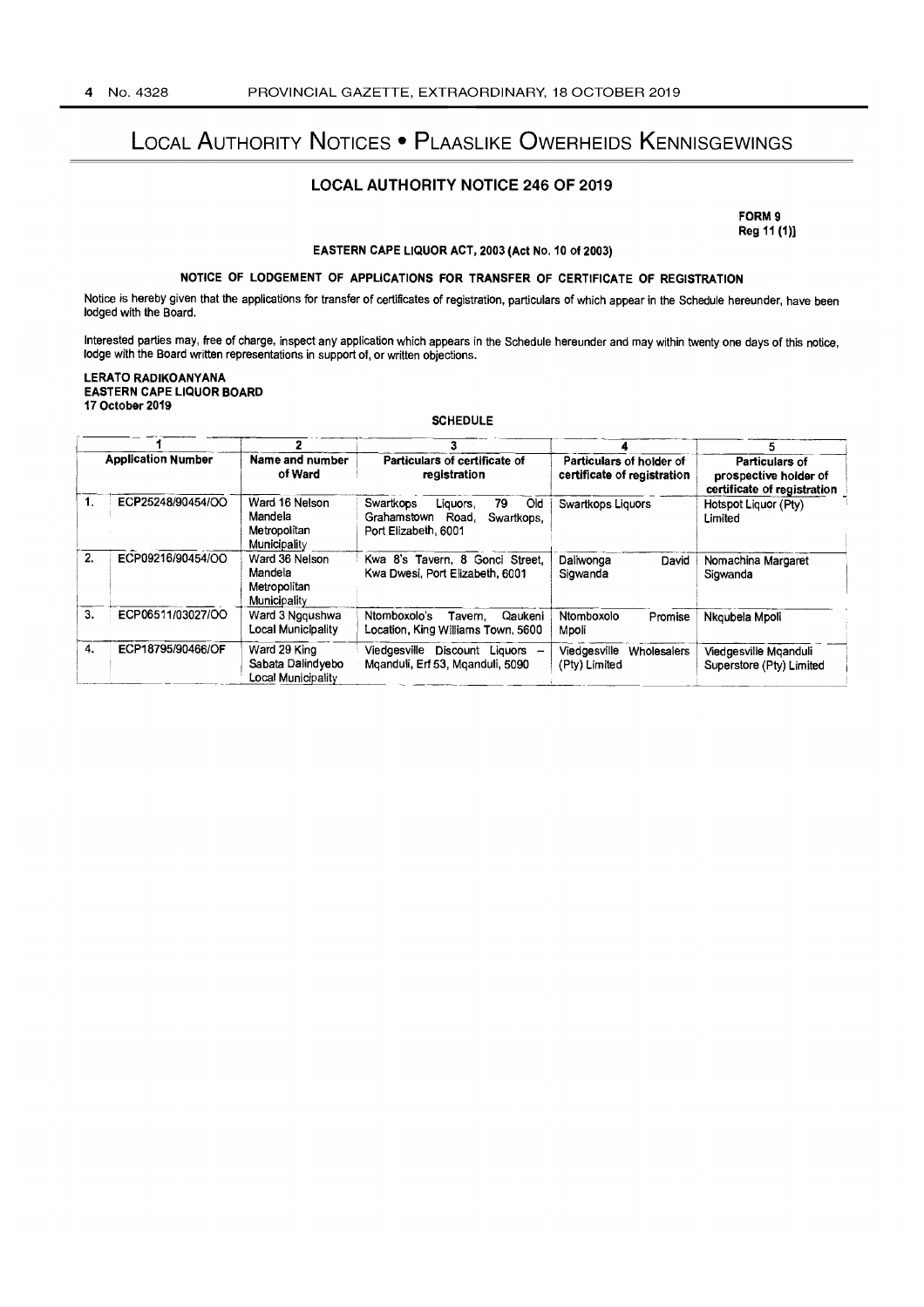# Local Authority Notices • Plaaslike Owerheids Kennisgewings

## LOCAL AUTHORITY NOTICE 246 OF 2019

**FORM 9**
**Reg 11 (1)]**

### EASTERN CAPE LIQUOR ACT, 2003 (Act No. 10 of 2003)

### NOTICE OF LODGEMENT OF APPLICATIONS FOR TRANSFER OF CERTIFICATE OF REGISTRATION

Notice is hereby given that the applications for transfer of certificates of registration, particulars of which appear in the Schedule hereunder, have been lodged with the Board.

Interested parties may, free of charge, inspect any application which appears in the Schedule hereunder and may within twenty one days of this notice, lodge with the Board written representations in support of, or written objections.

**LERATO RADIKOANYANA**
**EASTERN CAPE LIQUOR BOARD**
**17 October 2019**

**SCHEDULE**

| 1 | | 2 | 3 | 4 | 5 |
|---|---|---|---|---|---|
| **Application Number** | | **Name and number of Ward** | **Particulars of certificate of registration** | **Particulars of holder of certificate of registration** | **Particulars of prospective holder of certificate of registration** |
| 1. | ECP25248/90454/OO | Ward 16 Nelson Mandela Metropolitan Municipality | Swartkops Liquors, 79 Old Grahamstown Road, Swartkops, Port Elizabeth, 6001 | Swartkops Liquors | Hotspot Liquor (Pty) Limited |
| 2. | ECP09216/90454/OO | Ward 36 Nelson Mandela Metropolitan Municipality | Kwa 8's Tavern, 8 Gonci Street, Kwa Dwesi, Port Elizabeth, 6001 | Daliwonga David Sigwanda | Nomachina Margaret Sigwanda |
| 3. | ECP06511/03027/OO | Ward 3 Ngqushwa Local Municipality | Ntomboxolo's Tavern, Qaukeni Location, King Williams Town, 5600 | Ntomboxolo Promise Mpoli | Nkqubela Mpoli |
| 4. | ECP18795/90466/OF | Ward 29 King Sabata Dalindyebo Local Municipality | Viedgesville Discount Liquors – Mqanduli, Erf 53, Mqanduli, 5090 | Viedgesville Wholesalers (Pty) Limited | Viedgesville Mqanduli Superstore (Pty) Limited |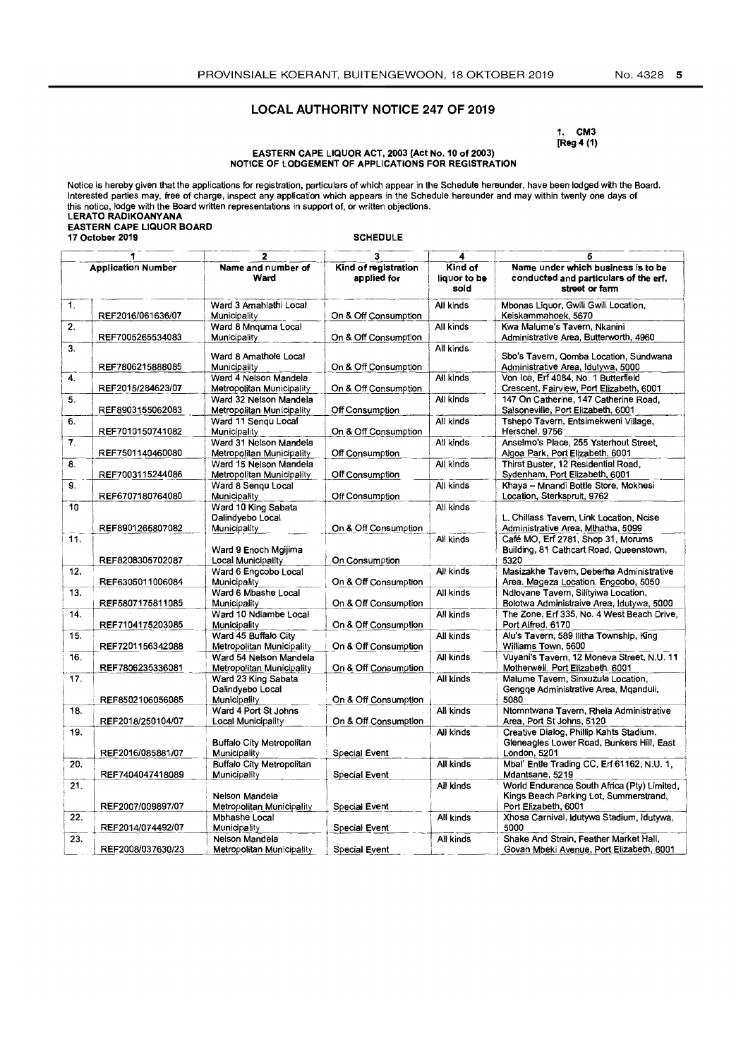## LOCAL AUTHORITY NOTICE 247 OF 2019

1. CM3
[Reg 4 (1)

**EASTERN CAPE LIQUOR ACT, 2003 (Act No. 10 of 2003)**
**NOTICE OF LODGEMENT OF APPLICATIONS FOR REGISTRATION**

Notice is hereby given that the applications for registration, particulars of which appear in the Schedule hereunder, have been lodged with the Board. Interested parties may, free of charge, inspect any application which appears in the Schedule hereunder and may within twenty one days of this notice, lodge with the Board written representations in support of, or written objections.

**LERATO RADIKOANYANA**
**EASTERN CAPE LIQUOR BOARD**
**17 October 2019**

**SCHEDULE**

| 1 | | 2 | 3 | 4 | 5 |
|---|---|---|---|---|---|
| Application Number | | Name and number of Ward | Kind of registration applied for | Kind of liquor to be sold | Name under which business is to be conducted and particulars of the erf, street or farm |
| 1. | REF2016/061636/07 | Ward 3 Amahlathi Local Municipality | On & Off Consumption | All kinds | Mbonas Liquor, Gwili Gwili Location, Keiskammahoek, 5670 |
| 2. | REF7005265534083 | Ward 8 Mnquma Local Municipality | On & Off Consumption | All kinds | Kwa Malume's Tavern, Nkanini Administrative Area, Butterworth, 4960 |
| 3. | REF7806215888085 | Ward 8 Amathole Local Municipality | On & Off Consumption | All kinds | Sbo's Tavern, Qomba Location, Sundwana Administrative Area, Idutywa, 5000 |
| 4. | REF2015/284623/07 | Ward 4 Nelson Mandela Metropolitan Municipality | On & Off Consumption | All kinds | Von Ice, Erf 4084, No. 1 Butterfield Crescent, Fairview, Port Elizabeth, 6001 |
| 5. | REF8903155062083 | Ward 32 Nelson Mandela Metropolitan Municipality | Off Consumption | All kinds | 147 On Catherine, 147 Catherine Road, Salsoneville, Port Elizabeth, 6001 |
| 6. | REF7010150741082 | Ward 11 Senqu Local Municipality | On & Off Consumption | All kinds | Tshepo Tavern, Entsimekweni Village, Herschel, 9756 |
| 7. | REF7501140460080 | Ward 31 Nelson Mandela Metropolitan Municipality | Off Consumption | All kinds | Anselmo's Place, 255 Ysterhout Street, Algoa Park, Port Elizabeth, 6001 |
| 8. | REF7003115244086 | Ward 15 Nelson Mandela Metropolitan Municipality | Off Consumption | All kinds | Thirst Buster, 12 Residential Road, Sydenham, Port Elizabeth, 6001 |
| 9. | REF6707180764080 | Ward 8 Senqu Local Municipality | Off Consumption | All kinds | Khaya – Mnandi Bottle Store, Mokhesi Location, Sterkspruit, 9762 |
| 10 | REF8901265807082 | Ward 10 King Sabata Dalindyebo Local Municipality | On & Off Consumption | All kinds | L. Chillass Tavern, Link Location, Ncise Administrative Area, Mthatha, 5099 |
| 11. | REF8208305702087 | Ward 9 Enoch Mgijima Local Municipality | On Consumption | All kinds | Café MO, Erf 2781, Shop 31, Morums Building, 81 Cathcart Road, Queenstown, 5320 |
| 12. | REF6305011006084 | Ward 6 Engcobo Local Municipality | On & Off Consumption | All kinds | Masizakhe Tavern, Deberha Administrative Area. Mageza Location. Engcobo, 5050 |
| 13. | REF5807175811085 | Ward 6 Mbashe Local Municipality | On & Off Consumption | All kinds | Ndlovane Tavern, Silityiwa Location, Bolotwa Administraive Area, Idutywa, 5000 |
| 14. | REF7104175203085 | Ward 10 Ndlambe Local Municipality | On & Off Consumption | All kinds | The Zone, Erf 335, No. 4 West Beach Drive, Port Alfred, 6170 |
| 15. | REF7201156342088 | Ward 45 Buffalo City Metropolitan Municipality | On & Off Consumption | All kinds | Alu's Tavern, 589 Ilitha Township, King Williams Town, 5600 |
| 16. | REF7806235336081 | Ward 54 Nelson Mandela Metropolitan Municipality | On & Off Consumption | All kinds | Vuyani's Tavern, 12 Moneva Street, N.U. 11 Motherwell. Port Elizabeth. 6001 |
| 17. | REF8502106056085 | Ward 23 King Sabata Dalindyebo Local Municipality | On & Off Consumption | All kinds | Malume Tavern, Sinxuzula Location, Gengqe Administrative Area, Mqanduli, 5080 |
| 18. | REF2018/250104/07 | Ward 4 Port St Johns Local Municipality | On & Off Consumption | All kinds | Ntomntwana Tavern, Rhela Administrative Area, Port St Johns, 5120 |
| 19. | REF2016/085881/07 | Buffalo City Metropolitan Municipality | Special Event | All kinds | Creative Dialog, Phillip Kahts Stadium, Gleneagles Lower Road, Bunkers Hill, East London, 5201 |
| 20. | REF7404047418089 | Buffalo City Metropolitan Municipality | Special Event | All kinds | Mbal' Entle Trading CC, Erf 61162, N.U. 1, Mdantsane, 5219 |
| 21. | REF2007/009897/07 | Nelson Mandela Metropolitan Municipality | Special Event | All kinds | World Endurance South Africa (Pty) Limited, Kings Beach Parking Lot, Summerstrand, Port Elizabeth, 6001 |
| 22. | REF2014/074492/07 | Mbhashe Local Municipality | Special Event | All kinds | Xhosa Carnival, Idutywa Stadium, Idutywa, 5000 |
| 23. | REF2008/037630/23 | Nelson Mandela Metropolitan Municipality | Special Event | All kinds | Shake And Strain, Feather Market Hall, Govan Mbeki Avenue, Port Elizabeth, 6001 |